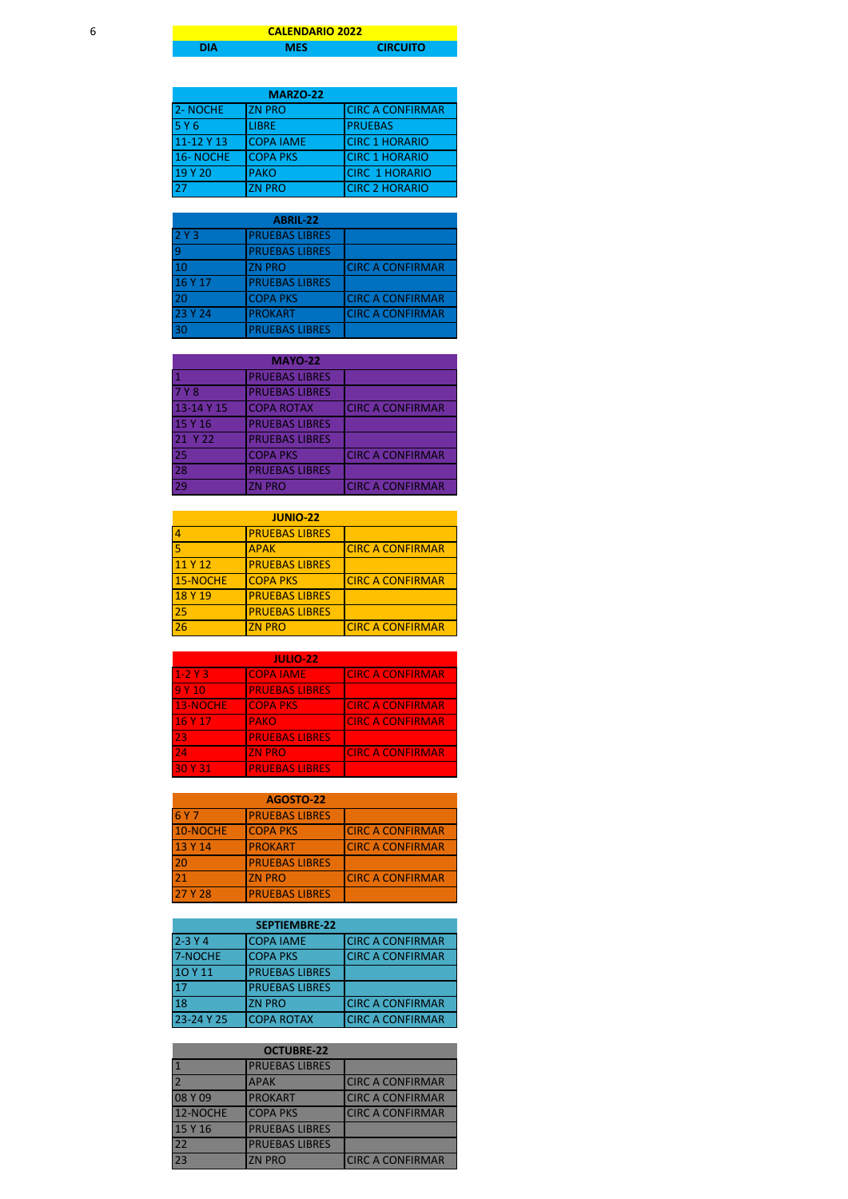# CALENDARIO 2022

| DIA | MES | CIRCUITO |
|---|---|---|

| MARZO-22 | | |
|---|---|---|
| 2- NOCHE | ZN PRO | CIRC A CONFIRMAR |
| 5 Y 6 | LIBRE | PRUEBAS |
| 11-12 Y 13 | COPA IAME | CIRC 1 HORARIO |
| 16- NOCHE | COPA PKS | CIRC 1 HORARIO |
| 19 Y 20 | PAKO | CIRC 1 HORARIO |
| 27 | ZN PRO | CIRC 2 HORARIO |

| ABRIL-22 | | |
|---|---|---|
| 2 Y 3 | PRUEBAS LIBRES | |
| 9 | PRUEBAS LIBRES | |
| 10 | ZN PRO | CIRC A CONFIRMAR |
| 16 Y 17 | PRUEBAS LIBRES | |
| 20 | COPA PKS | CIRC A CONFIRMAR |
| 23 Y 24 | PROKART | CIRC A CONFIRMAR |
| 30 | PRUEBAS LIBRES | |

| MAYO-22 | | |
|---|---|---|
| 1 | PRUEBAS LIBRES | |
| 7 Y 8 | PRUEBAS LIBRES | |
| 13-14 Y 15 | COPA ROTAX | CIRC A CONFIRMAR |
| 15 Y 16 | PRUEBAS LIBRES | |
| 21 Y 22 | PRUEBAS LIBRES | |
| 25 | COPA PKS | CIRC A CONFIRMAR |
| 28 | PRUEBAS LIBRES | |
| 29 | ZN PRO | CIRC A CONFIRMAR |

| JUNIO-22 | | |
|---|---|---|
| 4 | PRUEBAS LIBRES | |
| 5 | APAK | CIRC A CONFIRMAR |
| 11 Y 12 | PRUEBAS LIBRES | |
| 15-NOCHE | COPA PKS | CIRC A CONFIRMAR |
| 18 Y 19 | PRUEBAS LIBRES | |
| 25 | PRUEBAS LIBRES | |
| 26 | ZN PRO | CIRC A CONFIRMAR |

| JULIO-22 | | |
|---|---|---|
| 1-2 Y 3 | COPA IAME | CIRC A CONFIRMAR |
| 9 Y 10 | PRUEBAS LIBRES | |
| 13-NOCHE | COPA PKS | CIRC A CONFIRMAR |
| 16 Y 17 | PAKO | CIRC A CONFIRMAR |
| 23 | PRUEBAS LIBRES | |
| 24 | ZN PRO | CIRC A CONFIRMAR |
| 30 Y 31 | PRUEBAS LIBRES | |

| AGOSTO-22 | | |
|---|---|---|
| 6 Y 7 | PRUEBAS LIBRES | |
| 10-NOCHE | COPA PKS | CIRC A CONFIRMAR |
| 13 Y 14 | PROKART | CIRC A CONFIRMAR |
| 20 | PRUEBAS LIBRES | |
| 21 | ZN PRO | CIRC A CONFIRMAR |
| 27 Y 28 | PRUEBAS LIBRES | |

| SEPTIEMBRE-22 | | |
|---|---|---|
| 2-3 Y 4 | COPA IAME | CIRC A CONFIRMAR |
| 7-NOCHE | COPA PKS | CIRC A CONFIRMAR |
| 1O Y 11 | PRUEBAS LIBRES | |
| 17 | PRUEBAS LIBRES | |
| 18 | ZN PRO | CIRC A CONFIRMAR |
| 23-24 Y 25 | COPA ROTAX | CIRC A CONFIRMAR |

| OCTUBRE-22 | | |
|---|---|---|
| 1 | PRUEBAS LIBRES | |
| 2 | APAK | CIRC A CONFIRMAR |
| 08 Y 09 | PROKART | CIRC A CONFIRMAR |
| 12-NOCHE | COPA PKS | CIRC A CONFIRMAR |
| 15 Y 16 | PRUEBAS LIBRES | |
| 22 | PRUEBAS LIBRES | |
| 23 | ZN PRO | CIRC A CONFIRMAR |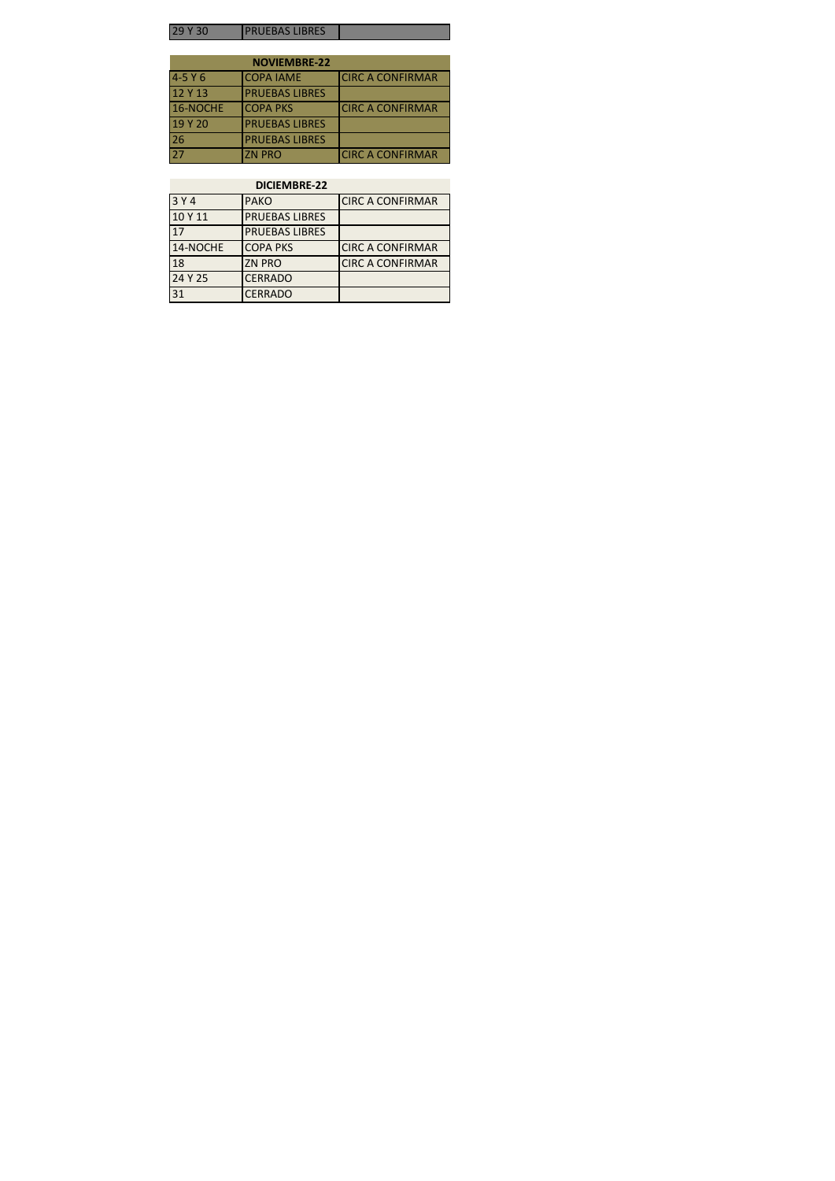| | | |
|---|---|---|
| 29 Y 30 | PRUEBAS LIBRES | |

| NOVIEMBRE-22 | | |
|---|---|---|
| 4-5 Y 6 | COPA IAME | CIRC A CONFIRMAR |
| 12 Y 13 | PRUEBAS LIBRES | |
| 16-NOCHE | COPA PKS | CIRC A CONFIRMAR |
| 19 Y 20 | PRUEBAS LIBRES | |
| 26 | PRUEBAS LIBRES | |
| 27 | ZN PRO | CIRC A CONFIRMAR |

| DICIEMBRE-22 | | |
|---|---|---|
| 3 Y 4 | PAKO | CIRC A CONFIRMAR |
| 10 Y 11 | PRUEBAS LIBRES | |
| 17 | PRUEBAS LIBRES | |
| 14-NOCHE | COPA PKS | CIRC A CONFIRMAR |
| 18 | ZN PRO | CIRC A CONFIRMAR |
| 24 Y 25 | CERRADO | |
| 31 | CERRADO | |